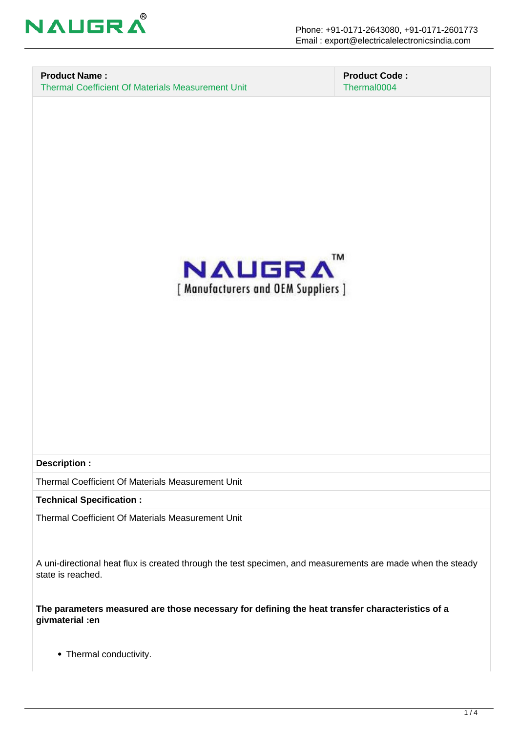| **Product Name :** | **Product Code :** |
| --- | --- |
| Thermal Coefficient Of Materials Measurement Unit | Thermal0004 |

**Description :**

Thermal Coefficient Of Materials Measurement Unit

**Technical Specification :**

Thermal Coefficient Of Materials Measurement Unit

A uni-directional heat flux is created through the test specimen, and measurements are made when the steady state is reached.

**The parameters measured are those necessary for defining the heat transfer characteristics of a givmaterial :en**

- Thermal conductivity.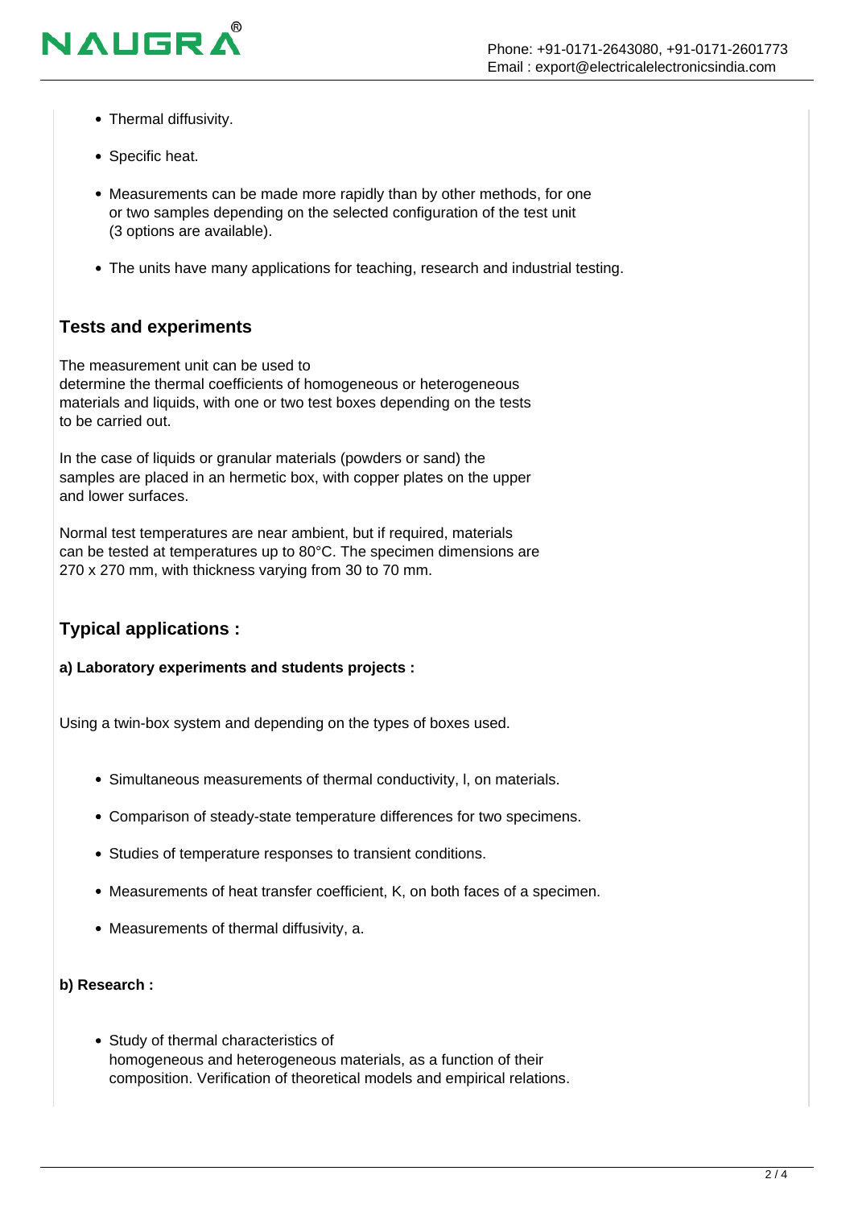- Thermal diffusivity.
- Specific heat.
- Measurements can be made more rapidly than by other methods, for one or two samples depending on the selected configuration of the test unit (3 options are available).
- The units have many applications for teaching, research and industrial testing.

### Tests and experiments

The measurement unit can be used to determine the thermal coefficients of homogeneous or heterogeneous materials and liquids, with one or two test boxes depending on the tests to be carried out.

In the case of liquids or granular materials (powders or sand) the samples are placed in an hermetic box, with copper plates on the upper and lower surfaces.

Normal test temperatures are near ambient, but if required, materials can be tested at temperatures up to 80°C. The specimen dimensions are 270 x 270 mm, with thickness varying from 30 to 70 mm.

### Typical applications :

**a) Laboratory experiments and students projects :**

Using a twin-box system and depending on the types of boxes used.

- Simultaneous measurements of thermal conductivity, l, on materials.
- Comparison of steady-state temperature differences for two specimens.
- Studies of temperature responses to transient conditions.
- Measurements of heat transfer coefficient, K, on both faces of a specimen.
- Measurements of thermal diffusivity, a.

**b) Research :**

- Study of thermal characteristics of homogeneous and heterogeneous materials, as a function of their composition. Verification of theoretical models and empirical relations.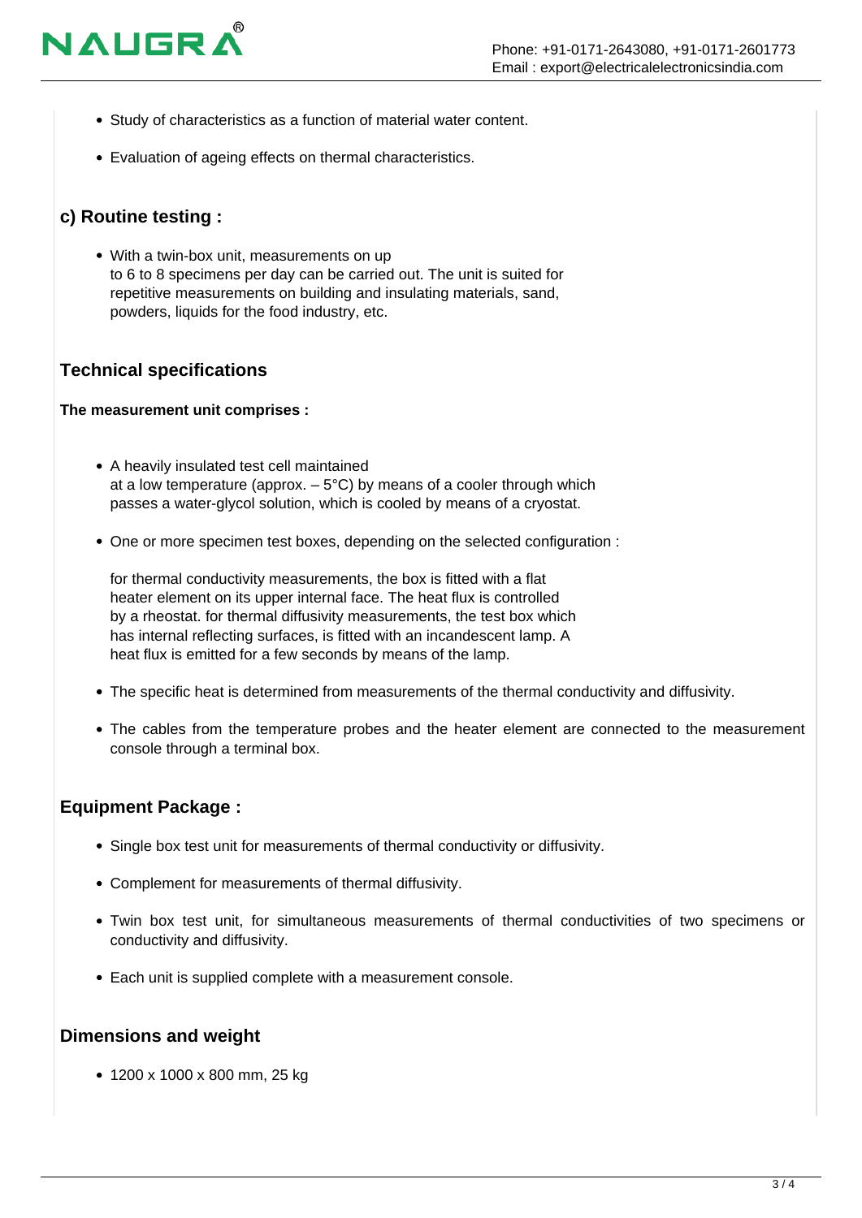- Study of characteristics as a function of material water content.
- Evaluation of ageing effects on thermal characteristics.

### c) Routine testing :

- With a twin-box unit, measurements on up to 6 to 8 specimens per day can be carried out. The unit is suited for repetitive measurements on building and insulating materials, sand, powders, liquids for the food industry, etc.

## Technical specifications

**The measurement unit comprises :**

- A heavily insulated test cell maintained at a low temperature (approx. – 5°C) by means of a cooler through which passes a water-glycol solution, which is cooled by means of a cryostat.
- One or more specimen test boxes, depending on the selected configuration :

  for thermal conductivity measurements, the box is fitted with a flat heater element on its upper internal face. The heat flux is controlled by a rheostat. for thermal diffusivity measurements, the test box which has internal reflecting surfaces, is fitted with an incandescent lamp. A heat flux is emitted for a few seconds by means of the lamp.
- The specific heat is determined from measurements of the thermal conductivity and diffusivity.
- The cables from the temperature probes and the heater element are connected to the measurement console through a terminal box.

## Equipment Package :

- Single box test unit for measurements of thermal conductivity or diffusivity.
- Complement for measurements of thermal diffusivity.
- Twin box test unit, for simultaneous measurements of thermal conductivities of two specimens or conductivity and diffusivity.
- Each unit is supplied complete with a measurement console.

## Dimensions and weight

- 1200 x 1000 x 800 mm, 25 kg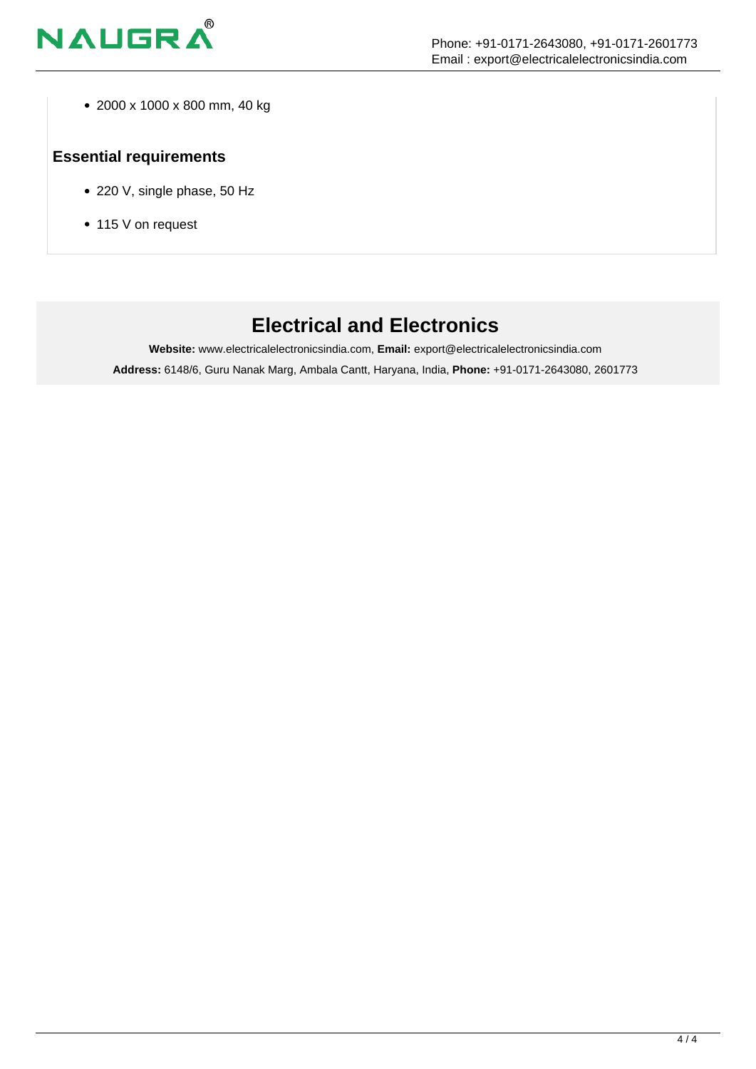- 2000 x 1000 x 800 mm, 40 kg

### Essential requirements

- 220 V, single phase, 50 Hz
- 115 V on request

## Electrical and Electronics

**Website:** www.electricalelectronicsindia.com, **Email:** export@electricalelectronicsindia.com

**Address:** 6148/6, Guru Nanak Marg, Ambala Cantt, Haryana, India, **Phone:** +91-0171-2643080, 2601773